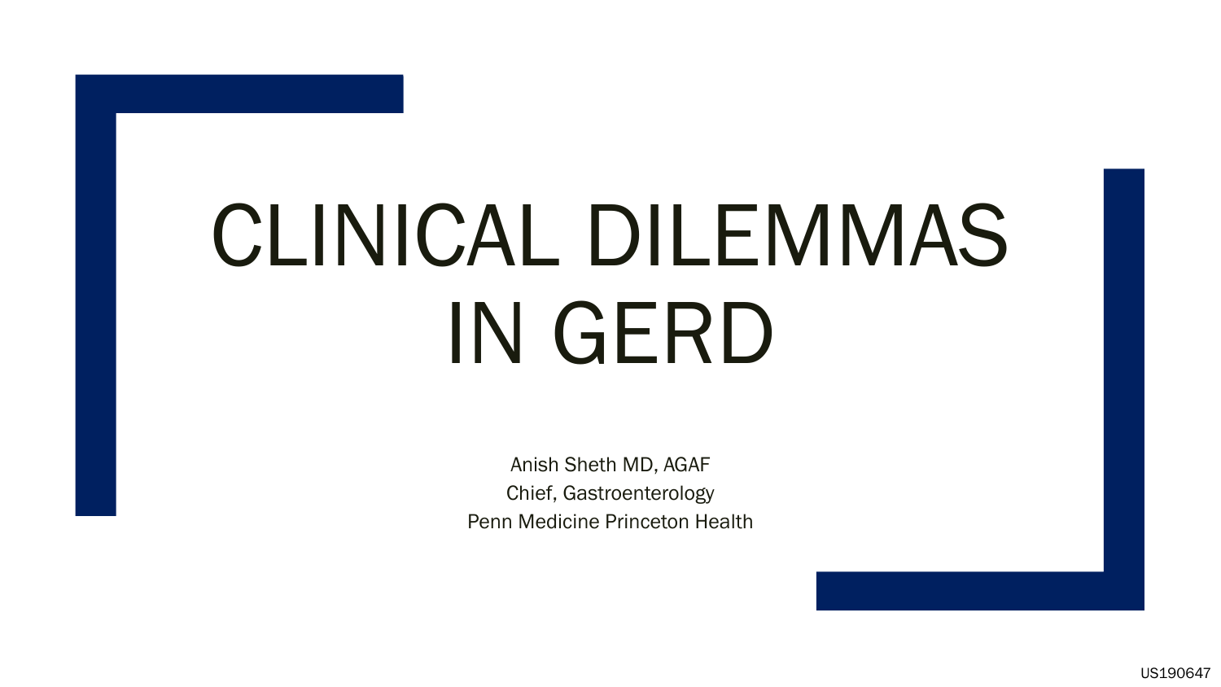# CLINICAL DILEMMAS IN GERD

Anish Sheth MD, AGAF

Chief, Gastroenterology

Penn Medicine Princeton Health

US190647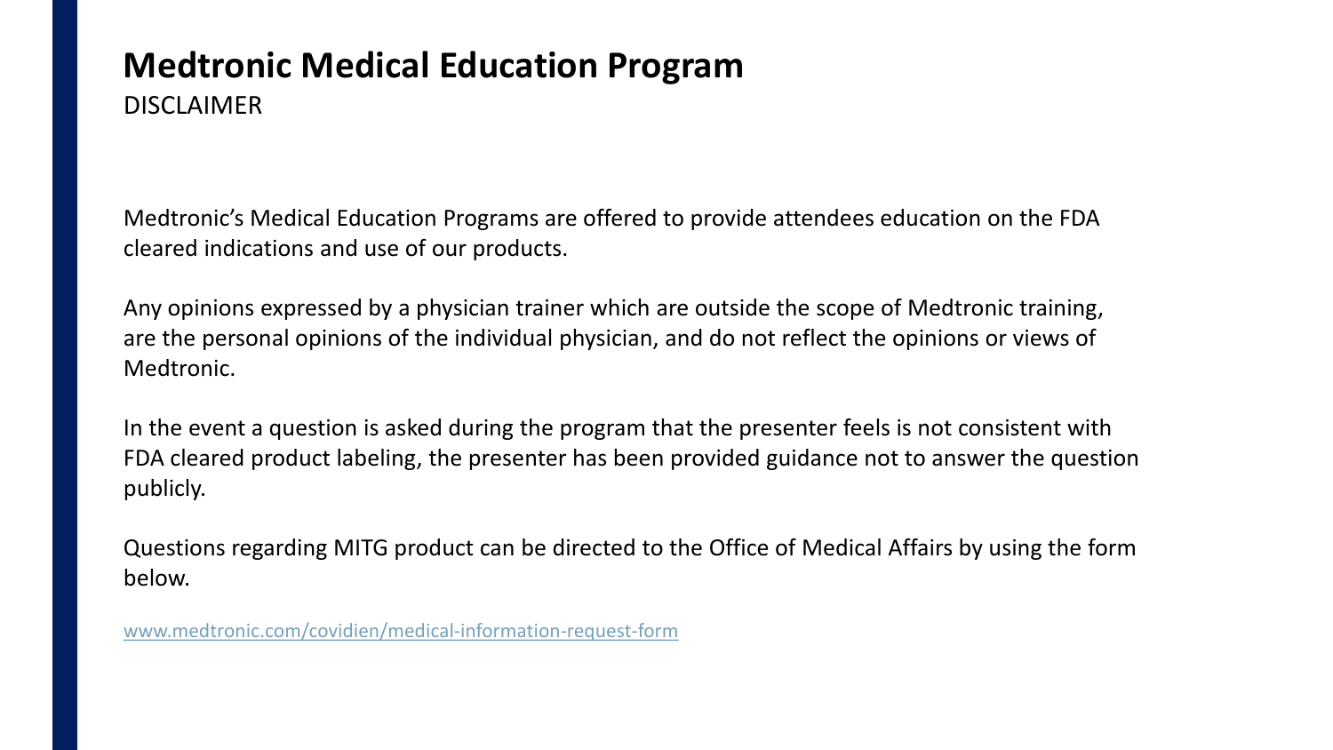# Medtronic Medical Education Program

DISCLAIMER

Medtronic's Medical Education Programs are offered to provide attendees education on the FDA cleared indications and use of our products.

Any opinions expressed by a physician trainer which are outside the scope of Medtronic training, are the personal opinions of the individual physician, and do not reflect the opinions or views of Medtronic.

In the event a question is asked during the program that the presenter feels is not consistent with FDA cleared product labeling, the presenter has been provided guidance not to answer the question publicly.

Questions regarding MITG product can be directed to the Office of Medical Affairs by using the form below.

www.medtronic.com/covidien/medical-information-request-form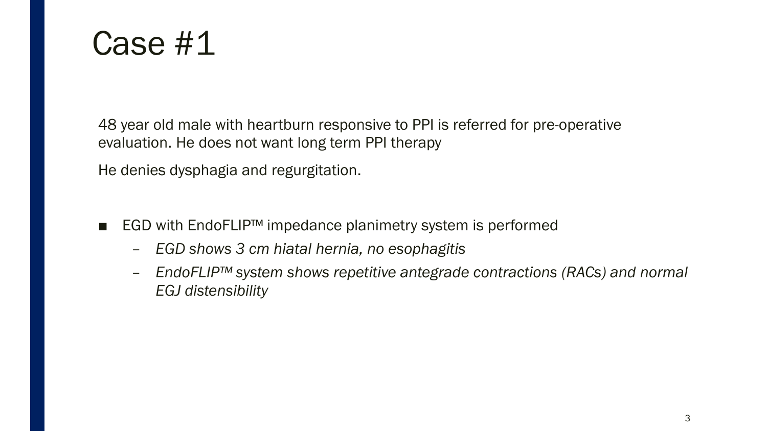# Case #1

48 year old male with heartburn responsive to PPI is referred for pre-operative evaluation. He does not want long term PPI therapy

He denies dysphagia and regurgitation.

- EGD with EndoFLIP™ impedance planimetry system is performed
  - *EGD shows 3 cm hiatal hernia, no esophagitis*
  - *EndoFLIP™ system shows repetitive antegrade contractions (RACs) and normal EGJ distensibility*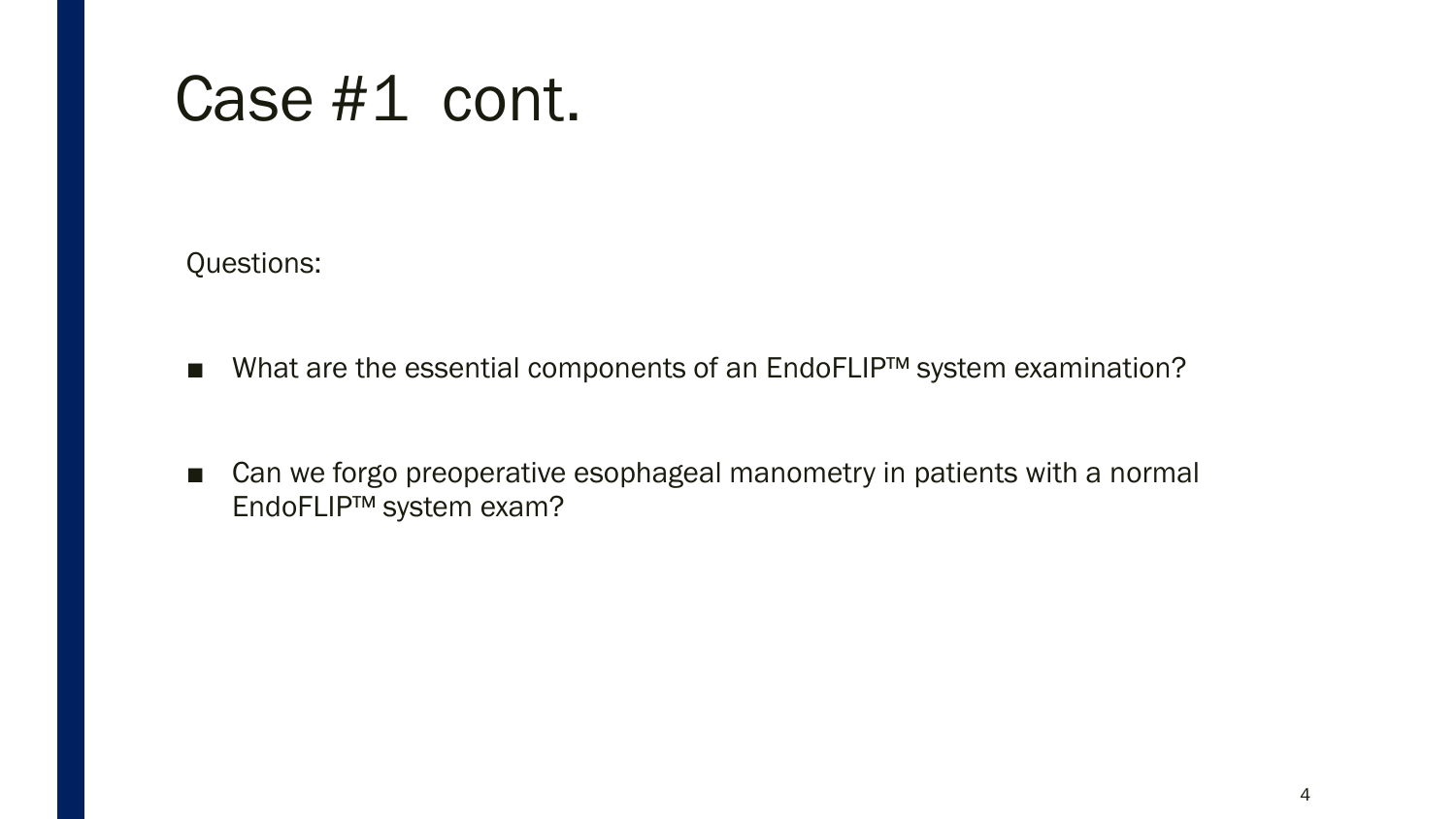# Case #1 cont.

Questions:

- What are the essential components of an EndoFLIP™ system examination?

- Can we forgo preoperative esophageal manometry in patients with a normal EndoFLIP™ system exam?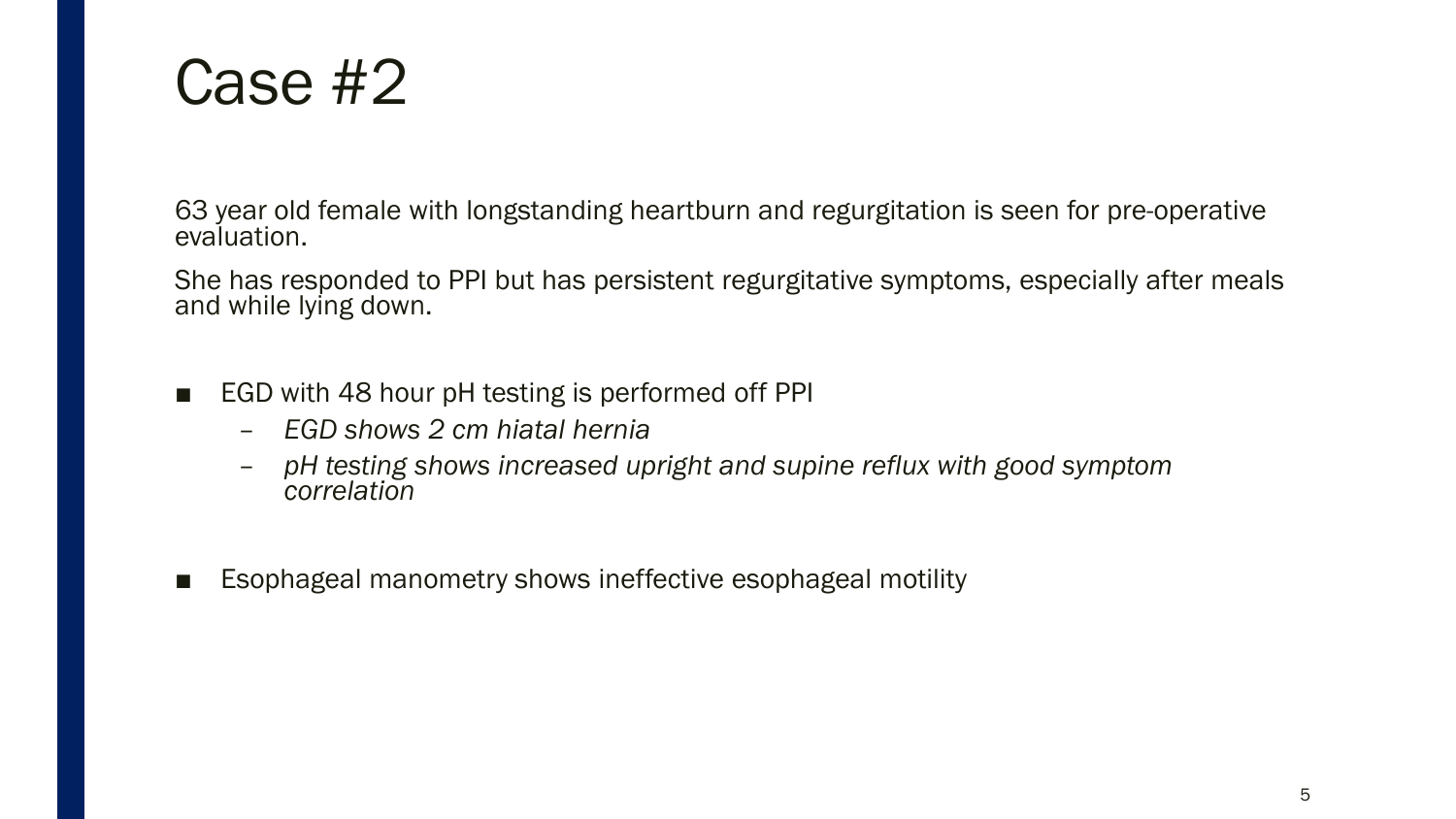# Case #2

63 year old female with longstanding heartburn and regurgitation is seen for pre-operative evaluation.

She has responded to PPI but has persistent regurgitative symptoms, especially after meals and while lying down.

- EGD with 48 hour pH testing is performed off PPI
  - *EGD shows 2 cm hiatal hernia*
  - *pH testing shows increased upright and supine reflux with good symptom correlation*
- Esophageal manometry shows ineffective esophageal motility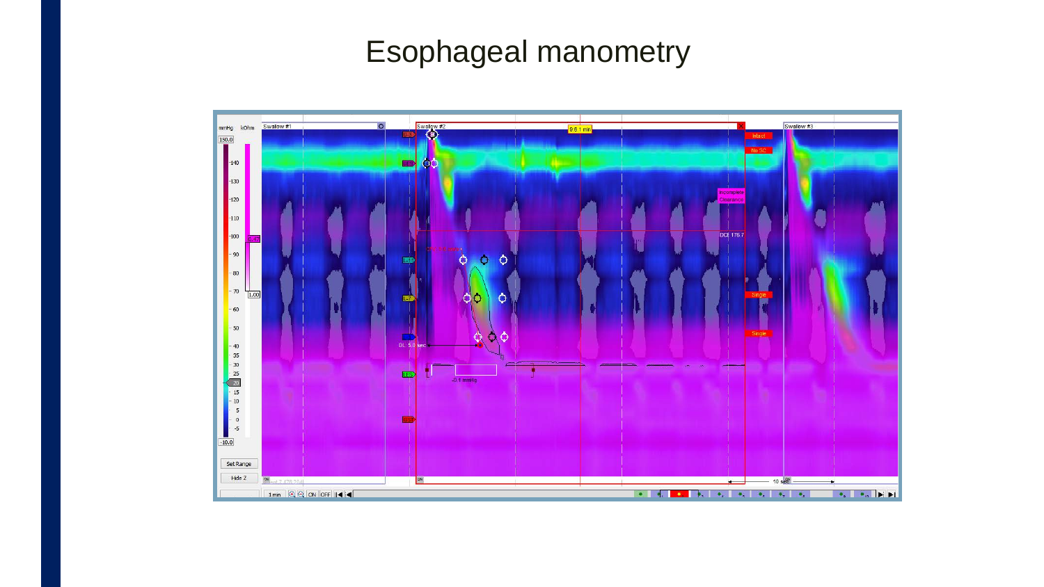# Esophageal manometry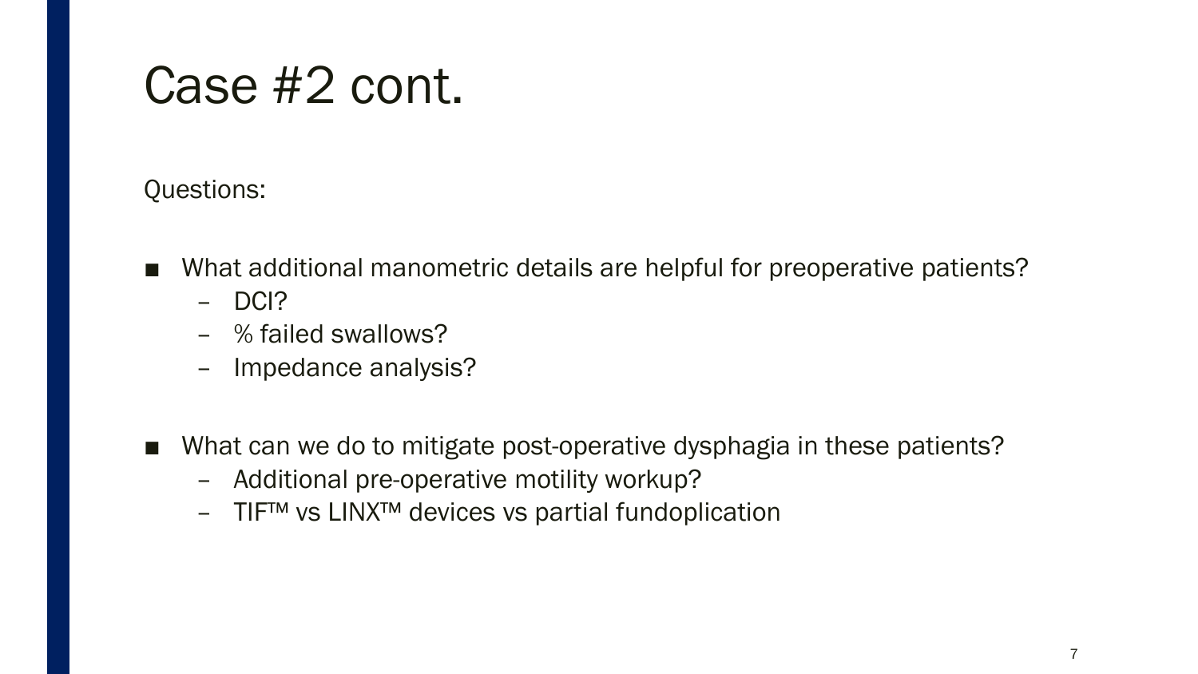# Case #2 cont.

Questions:

- What additional manometric details are helpful for preoperative patients?
  - DCI?
  - % failed swallows?
  - Impedance analysis?

- What can we do to mitigate post-operative dysphagia in these patients?
  - Additional pre-operative motility workup?
  - TIF™ vs LINX™ devices vs partial fundoplication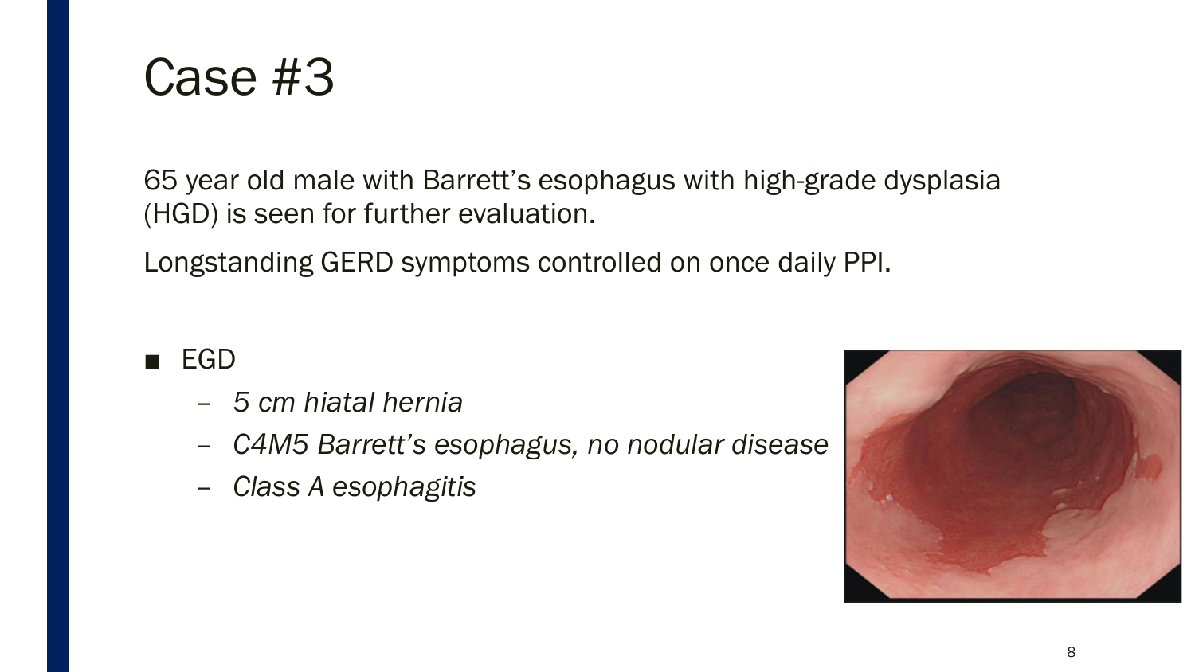# Case #3

65 year old male with Barrett's esophagus with high-grade dysplasia (HGD) is seen for further evaluation.

Longstanding GERD symptoms controlled on once daily PPI.

- EGD
  - *5 cm hiatal hernia*
  - *C4M5 Barrett's esophagus, no nodular disease*
  - *Class A esophagitis*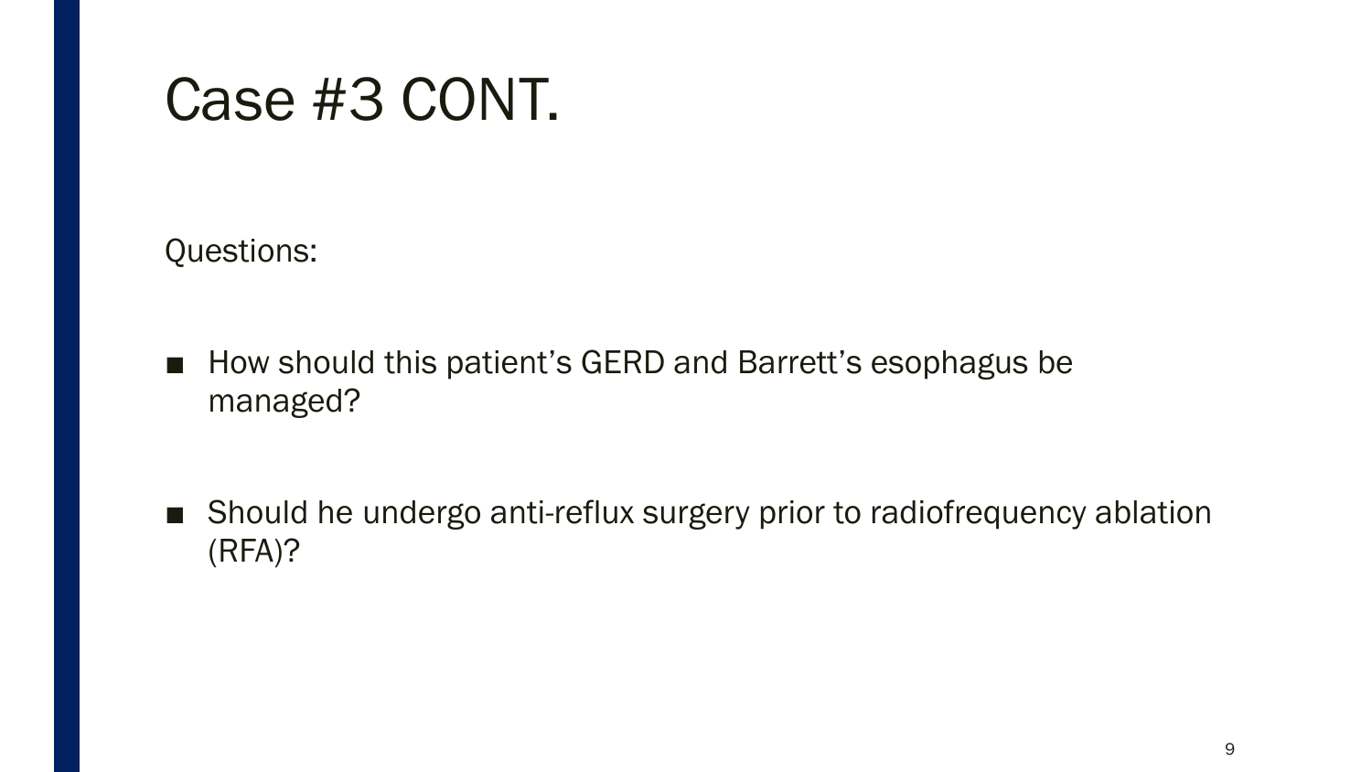# Case #3 CONT.

Questions:

- How should this patient's GERD and Barrett's esophagus be managed?

- Should he undergo anti-reflux surgery prior to radiofrequency ablation (RFA)?